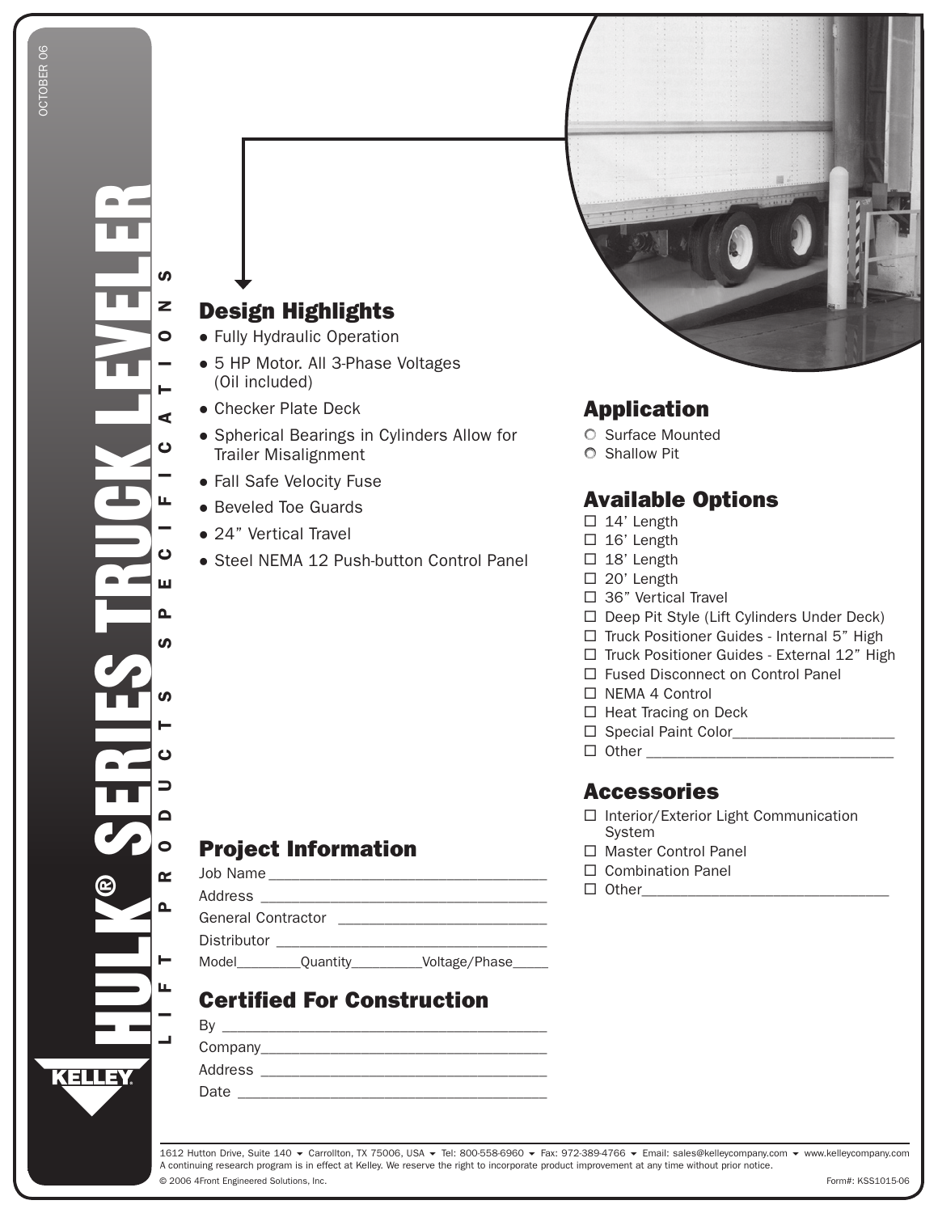# HULK® SERIES TRUCK LEVELER

LIFT PRODUCTS SPECIFICATIONS

OCTOBER 06

## Design Highlights

- Fully Hydraulic Operation
- 5 HP Motor. All 3-Phase Voltages (Oil included)
- Checker Plate Deck
- Spherical Bearings in Cylinders Allow for Trailer Misalignment
- Fall Safe Velocity Fuse
- Beveled Toe Guards
- 24" Vertical Travel
- Steel NEMA 12 Push-button Control Panel

## Application

- ○ Surface Mounted
- ○ Shallow Pit

## Available Options

- ☐ 14' Length
- ☐ 16' Length
- ☐ 18' Length
- ☐ 20' Length
- ☐ 36" Vertical Travel
- ☐ Deep Pit Style (Lift Cylinders Under Deck)
- ☐ Truck Positioner Guides - Internal 5" High
- ☐ Truck Positioner Guides - External 12" High
- ☐ Fused Disconnect on Control Panel
- ☐ NEMA 4 Control
- ☐ Heat Tracing on Deck
- ☐ Special Paint Color____________________
- ☐ Other _______________________________

## Accessories

- ☐ Interior/Exterior Light Communication System
- ☐ Master Control Panel
- ☐ Combination Panel
- ☐ Other_______________________________

## Project Information

Job Name ___________________________________

Address ____________________________________

General Contractor __________________________

Distributor _________________________________

Model_________Quantity_________Voltage/Phase_____

## Certified For Construction

By _________________________________________

Company____________________________________

Address ____________________________________

Date _______________________________________

KELLEY

1612 Hutton Drive, Suite 140 ▾ Carrollton, TX 75006, USA ▾ Tel: 800-558-6960 ▾ Fax: 972-389-4766 ▾ Email: sales@kelleycompany.com ▾ www.kelleycompany.com

A continuing research program is in effect at Kelley. We reserve the right to incorporate product improvement at any time without prior notice.

© 2006 4Front Engineered Solutions, Inc.

Form#: KSS1015-06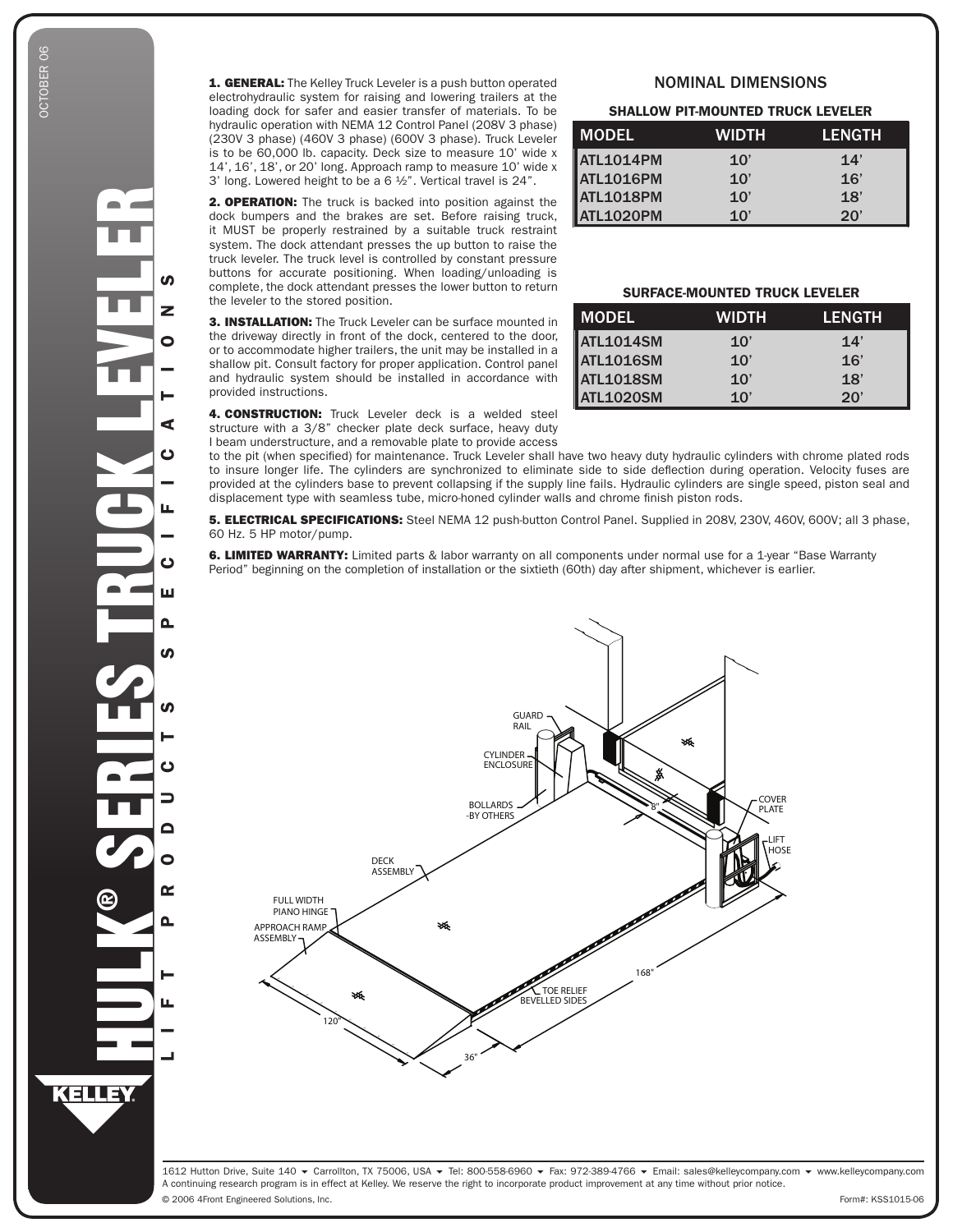# HULK® SERIES TRUCK LEVELER

LIFT PRODUCTS SPECIFICATIONS

OCTOBER 06

**1. GENERAL:** The Kelley Truck Leveler is a push button operated electrohydraulic system for raising and lowering trailers at the loading dock for safer and easier transfer of materials. To be hydraulic operation with NEMA 12 Control Panel (208V 3 phase) (230V 3 phase) (460V 3 phase) (600V 3 phase). Truck Leveler is to be 60,000 lb. capacity. Deck size to measure 10' wide x 14', 16', 18', or 20' long. Approach ramp to measure 10' wide x 3' long. Lowered height to be a 6 ½". Vertical travel is 24".

**2. OPERATION:** The truck is backed into position against the dock bumpers and the brakes are set. Before raising truck, it MUST be properly restrained by a suitable truck restraint system. The dock attendant presses the up button to raise the truck leveler. The truck level is controlled by constant pressure buttons for accurate positioning. When loading/unloading is complete, the dock attendant presses the lower button to return the leveler to the stored position.

**3. INSTALLATION:** The Truck Leveler can be surface mounted in the driveway directly in front of the dock, centered to the door, or to accommodate higher trailers, the unit may be installed in a shallow pit. Consult factory for proper application. Control panel and hydraulic system should be installed in accordance with provided instructions.

**4. CONSTRUCTION:** Truck Leveler deck is a welded steel structure with a 3/8" checker plate deck surface, heavy duty I beam understructure, and a removable plate to provide access to the pit (when specified) for maintenance. Truck Leveler shall have two heavy duty hydraulic cylinders with chrome plated rods to insure longer life. The cylinders are synchronized to eliminate side to side deflection during operation. Velocity fuses are provided at the cylinders base to prevent collapsing if the supply line fails. Hydraulic cylinders are single speed, piston seal and displacement type with seamless tube, micro-honed cylinder walls and chrome finish piston rods.

**5. ELECTRICAL SPECIFICATIONS:** Steel NEMA 12 push-button Control Panel. Supplied in 208V, 230V, 460V, 600V; all 3 phase, 60 Hz. 5 HP motor/pump.

**6. LIMITED WARRANTY:** Limited parts & labor warranty on all components under normal use for a 1-year "Base Warranty Period" beginning on the completion of installation or the sixtieth (60th) day after shipment, whichever is earlier.

## NOMINAL DIMENSIONS

### SHALLOW PIT-MOUNTED TRUCK LEVELER

| MODEL | WIDTH | LENGTH |
|---|---|---|
| ATL1014PM | 10' | 14' |
| ATL1016PM | 10' | 16' |
| ATL1018PM | 10' | 18' |
| ATL1020PM | 10' | 20' |

### SURFACE-MOUNTED TRUCK LEVELER

| MODEL | WIDTH | LENGTH |
|---|---|---|
| ATL1014SM | 10' | 14' |
| ATL1016SM | 10' | 16' |
| ATL1018SM | 10' | 18' |
| ATL1020SM | 10' | 20' |

GUARD RAIL
CYLINDER ENCLOSURE
BOLLARDS -BY OTHERS
DECK ASSEMBLY
FULL WIDTH PIANO HINGE
APPROACH RAMP ASSEMBLY
COVER PLATE
LIFT HOSE
TOE RELIEF BEVELLED SIDES
8"
168"
120"
36"

1612 Hutton Drive, Suite 140 ▾ Carrollton, TX 75006, USA ▾ Tel: 800-558-6960 ▾ Fax: 972-389-4766 ▾ Email: sales@kelleycompany.com ▾ www.kelleycompany.com
A continuing research program is in effect at Kelley. We reserve the right to incorporate product improvement at any time without prior notice.

© 2006 4Front Engineered Solutions, Inc.

Form#: KSS1015-06